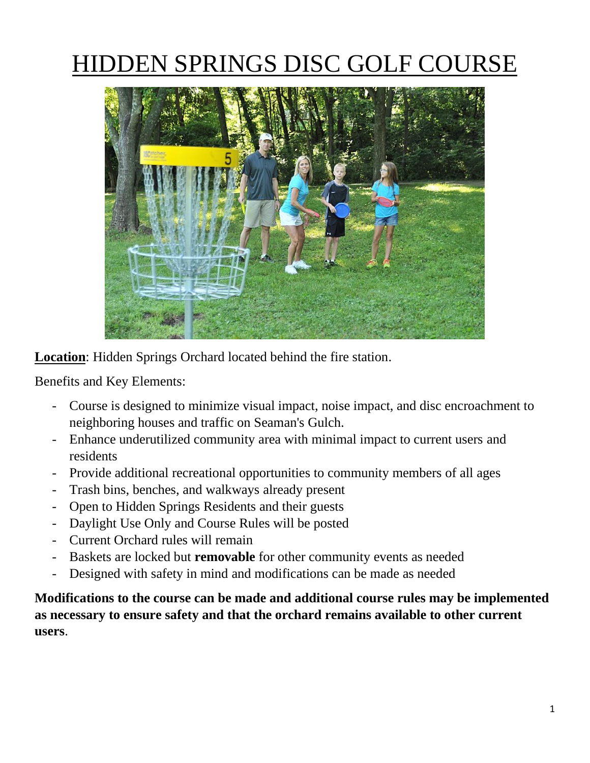# HIDDEN SPRINGS DISC GOLF COURSE

**Location**: Hidden Springs Orchard located behind the fire station.

Benefits and Key Elements:

- Course is designed to minimize visual impact, noise impact, and disc encroachment to neighboring houses and traffic on Seaman's Gulch.
- Enhance underutilized community area with minimal impact to current users and residents
- Provide additional recreational opportunities to community members of all ages
- Trash bins, benches, and walkways already present
- Open to Hidden Springs Residents and their guests
- Daylight Use Only and Course Rules will be posted
- Current Orchard rules will remain
- Baskets are locked but **removable** for other community events as needed
- Designed with safety in mind and modifications can be made as needed

**Modifications to the course can be made and additional course rules may be implemented as necessary to ensure safety and that the orchard remains available to other current users**.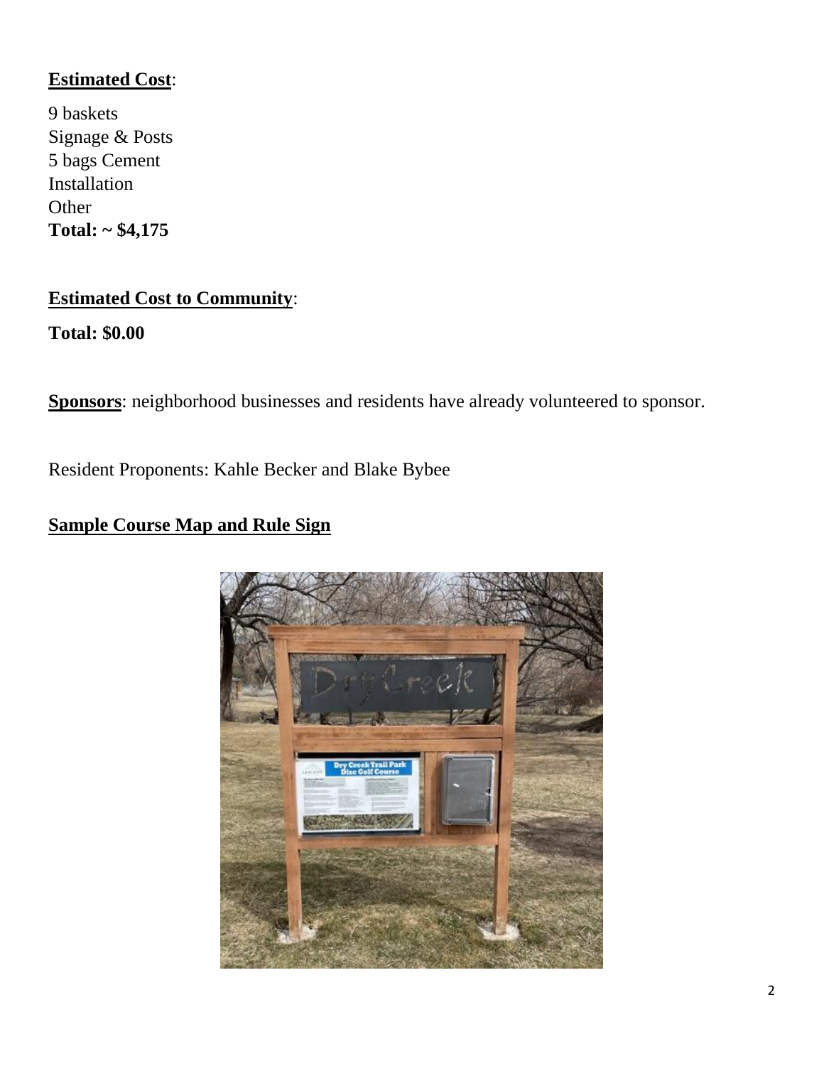**Estimated Cost**:

9 baskets
Signage & Posts
5 bags Cement
Installation
Other
**Total: ~ $4,175**

**Estimated Cost to Community**:

**Total: $0.00**

**Sponsors**: neighborhood businesses and residents have already volunteered to sponsor.

Resident Proponents: Kahle Becker and Blake Bybee

**Sample Course Map and Rule Sign**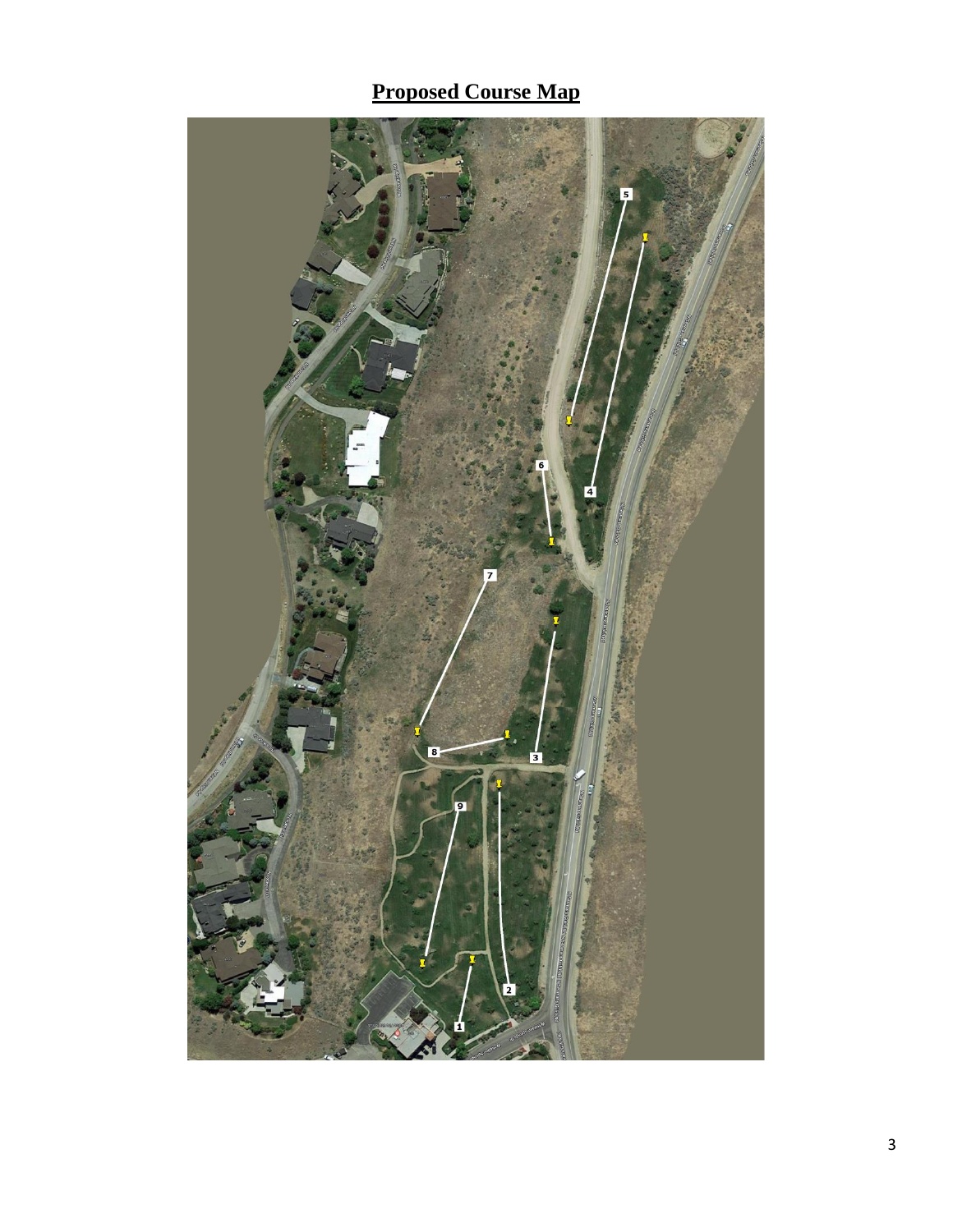# Proposed Course Map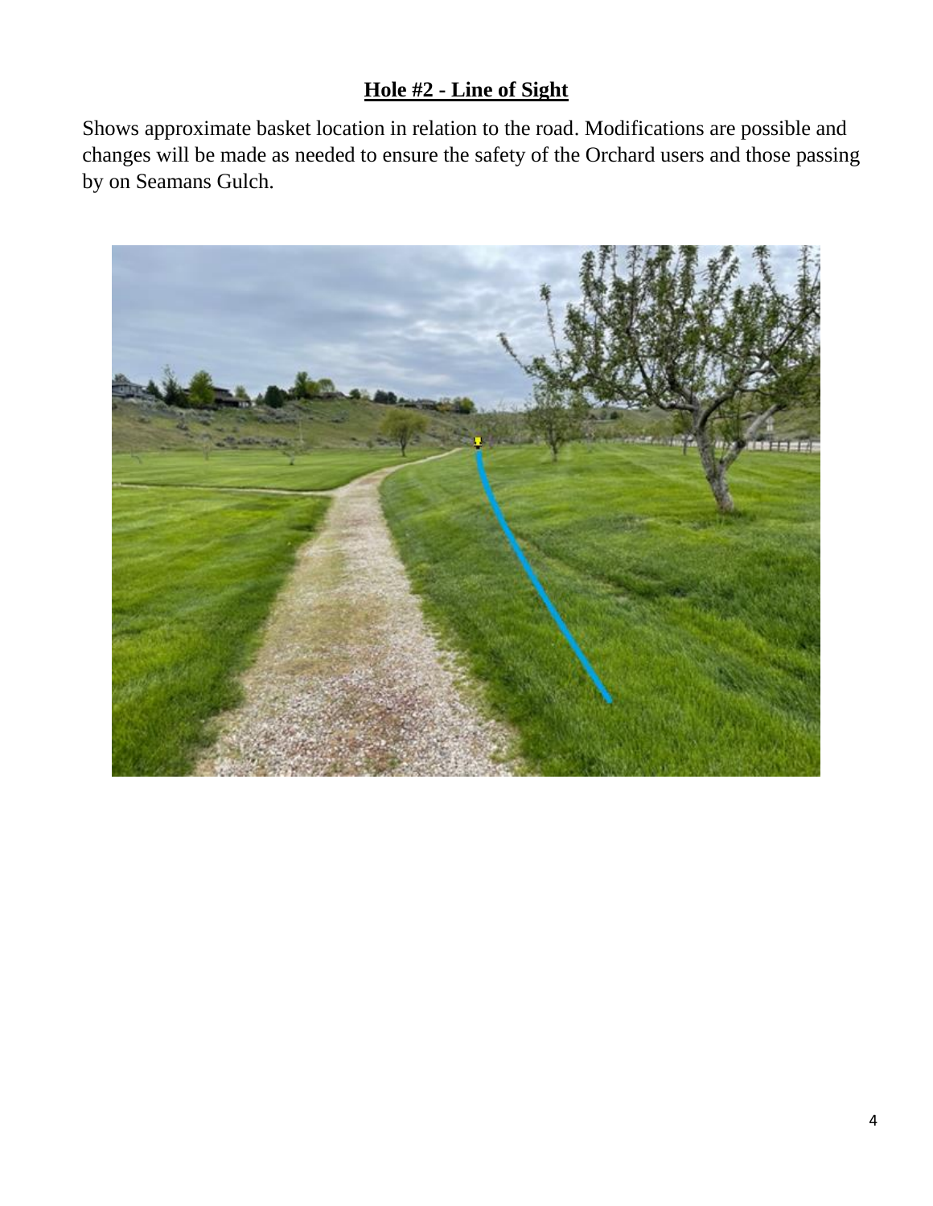**Hole #2 - Line of Sight**

Shows approximate basket location in relation to the road. Modifications are possible and changes will be made as needed to ensure the safety of the Orchard users and those passing by on Seamans Gulch.